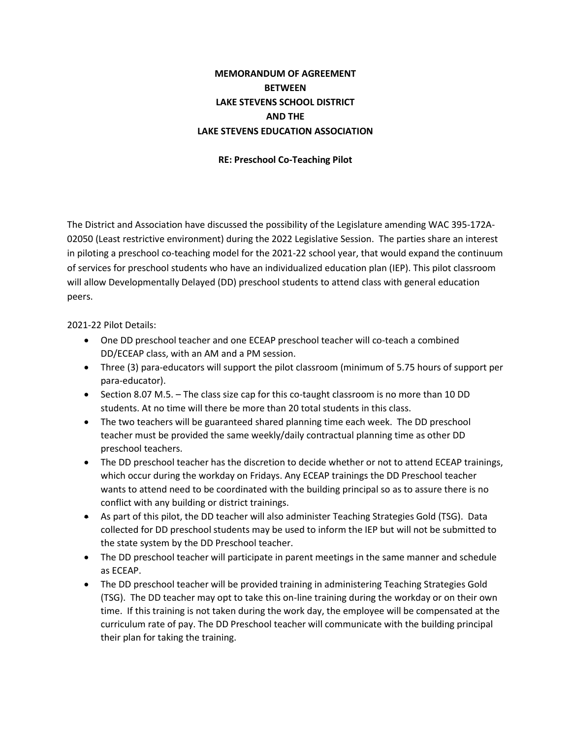**MEMORANDUM OF AGREEMENT**
**BETWEEN**
**LAKE STEVENS SCHOOL DISTRICT**
**AND THE**
**LAKE STEVENS EDUCATION ASSOCIATION**

**RE: Preschool Co-Teaching Pilot**

The District and Association have discussed the possibility of the Legislature amending WAC 395-172A-02050 (Least restrictive environment) during the 2022 Legislative Session. The parties share an interest in piloting a preschool co-teaching model for the 2021-22 school year, that would expand the continuum of services for preschool students who have an individualized education plan (IEP). This pilot classroom will allow Developmentally Delayed (DD) preschool students to attend class with general education peers.

2021-22 Pilot Details:

- One DD preschool teacher and one ECEAP preschool teacher will co-teach a combined DD/ECEAP class, with an AM and a PM session.
- Three (3) para-educators will support the pilot classroom (minimum of 5.75 hours of support per para-educator).
- Section 8.07 M.5. – The class size cap for this co-taught classroom is no more than 10 DD students. At no time will there be more than 20 total students in this class.
- The two teachers will be guaranteed shared planning time each week. The DD preschool teacher must be provided the same weekly/daily contractual planning time as other DD preschool teachers.
- The DD preschool teacher has the discretion to decide whether or not to attend ECEAP trainings, which occur during the workday on Fridays. Any ECEAP trainings the DD Preschool teacher wants to attend need to be coordinated with the building principal so as to assure there is no conflict with any building or district trainings.
- As part of this pilot, the DD teacher will also administer Teaching Strategies Gold (TSG). Data collected for DD preschool students may be used to inform the IEP but will not be submitted to the state system by the DD Preschool teacher.
- The DD preschool teacher will participate in parent meetings in the same manner and schedule as ECEAP.
- The DD preschool teacher will be provided training in administering Teaching Strategies Gold (TSG). The DD teacher may opt to take this on-line training during the workday or on their own time. If this training is not taken during the work day, the employee will be compensated at the curriculum rate of pay. The DD Preschool teacher will communicate with the building principal their plan for taking the training.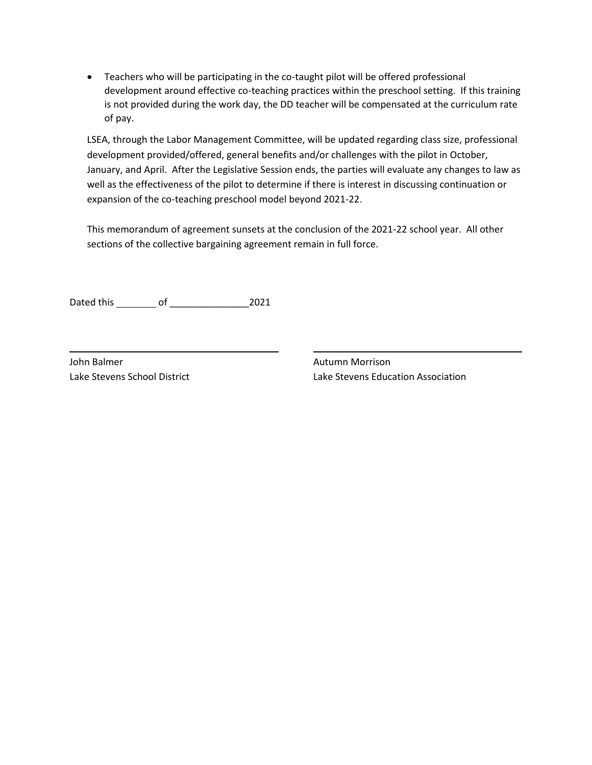- Teachers who will be participating in the co-taught pilot will be offered professional development around effective co-teaching practices within the preschool setting. If this training is not provided during the work day, the DD teacher will be compensated at the curriculum rate of pay.

LSEA, through the Labor Management Committee, will be updated regarding class size, professional development provided/offered, general benefits and/or challenges with the pilot in October, January, and April. After the Legislative Session ends, the parties will evaluate any changes to law as well as the effectiveness of the pilot to determine if there is interest in discussing continuation or expansion of the co-teaching preschool model beyond 2021-22.

This memorandum of agreement sunsets at the conclusion of the 2021-22 school year. All other sections of the collective bargaining agreement remain in full force.

Dated this ________ of _______________2021

_________________________________________

John Balmer
Lake Stevens School District

_________________________________________

Autumn Morrison
Lake Stevens Education Association